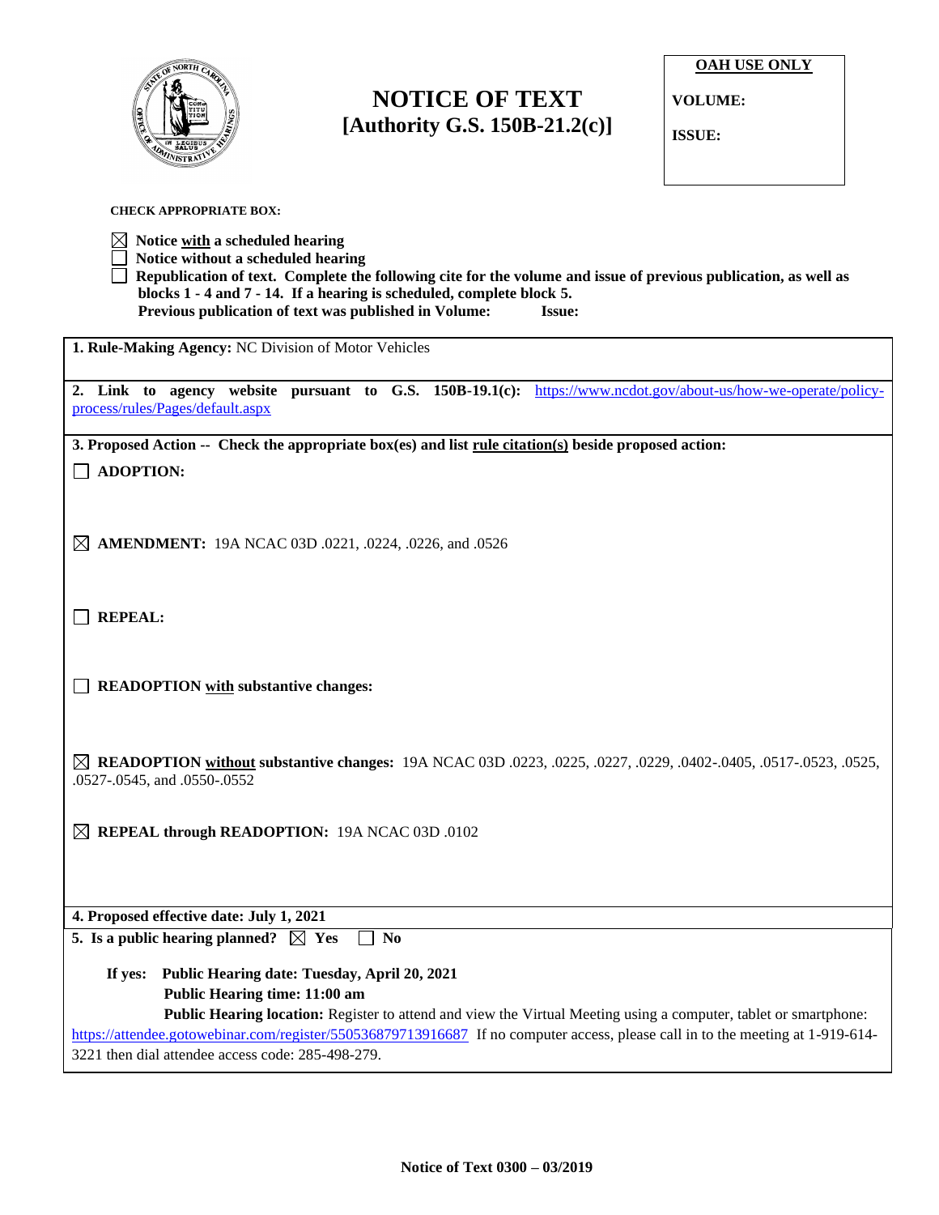# NOTICE OF TEXT
## [Authority G.S. 150B-21.2(c)]

**OAH USE ONLY**

**VOLUME:**

**ISSUE:**

**CHECK APPROPRIATE BOX:**

- ☒ **Notice with a scheduled hearing**
- ☐ **Notice without a scheduled hearing**
- ☐ **Republication of text. Complete the following cite for the volume and issue of previous publication, as well as blocks 1 - 4 and 7 - 14. If a hearing is scheduled, complete block 5.**
  **Previous publication of text was published in Volume: Issue:**

**1. Rule-Making Agency:** NC Division of Motor Vehicles

**2. Link to agency website pursuant to G.S. 150B-19.1(c):** https://www.ncdot.gov/about-us/how-we-operate/policy-process/rules/Pages/default.aspx

**3. Proposed Action -- Check the appropriate box(es) and list rule citation(s) beside proposed action:**

☐ **ADOPTION:**

☒ **AMENDMENT:** 19A NCAC 03D .0221, .0224, .0226, and .0526

☐ **REPEAL:**

☐ **READOPTION with substantive changes:**

☒ **READOPTION without substantive changes:** 19A NCAC 03D .0223, .0225, .0227, .0229, .0402-.0405, .0517-.0523, .0525, .0527-.0545, and .0550-.0552

☒ **REPEAL through READOPTION:** 19A NCAC 03D .0102

**4. Proposed effective date: July 1, 2021**

**5. Is a public hearing planned?** ☒ **Yes** ☐ **No**

**If yes: Public Hearing date: Tuesday, April 20, 2021**

**Public Hearing time: 11:00 am**

**Public Hearing location:** Register to attend and view the Virtual Meeting using a computer, tablet or smartphone: https://attendee.gotowebinar.com/register/550536879713916687 If no computer access, please call in to the meeting at 1-919-614-3221 then dial attendee access code: 285-498-279.

**Notice of Text 0300 – 03/2019**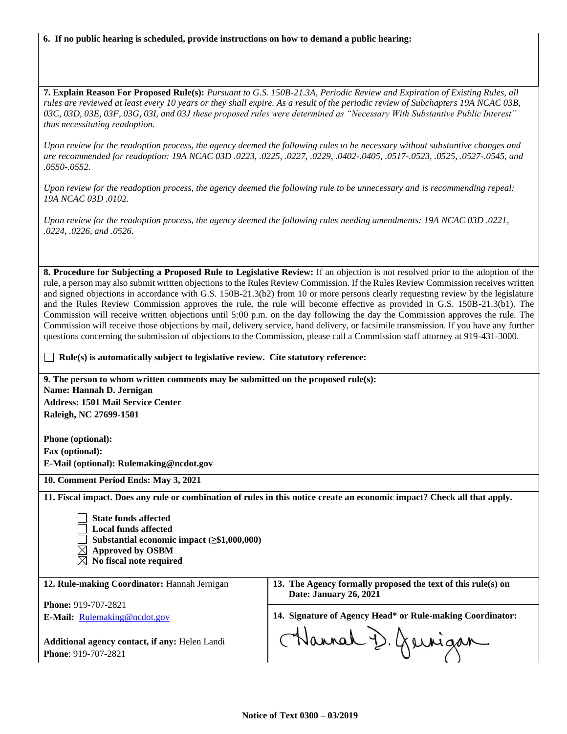**6. If no public hearing is scheduled, provide instructions on how to demand a public hearing:**

**7. Explain Reason For Proposed Rule(s):** *Pursuant to G.S. 150B-21.3A, Periodic Review and Expiration of Existing Rules, all rules are reviewed at least every 10 years or they shall expire. As a result of the periodic review of Subchapters 19A NCAC 03B, 03C, 03D, 03E, 03F, 03G, 03I, and 03J these proposed rules were determined as "Necessary With Substantive Public Interest" thus necessitating readoption.*

*Upon review for the readoption process, the agency deemed the following rules to be necessary without substantive changes and are recommended for readoption: 19A NCAC 03D .0223, .0225, .0227, .0229, .0402-.0405, .0517-.0523, .0525, .0527-.0545, and .0550-.0552.*

*Upon review for the readoption process, the agency deemed the following rule to be unnecessary and is recommending repeal: 19A NCAC 03D .0102.*

*Upon review for the readoption process, the agency deemed the following rules needing amendments: 19A NCAC 03D .0221, .0224, .0226, and .0526.*

**8. Procedure for Subjecting a Proposed Rule to Legislative Review:** If an objection is not resolved prior to the adoption of the rule, a person may also submit written objections to the Rules Review Commission. If the Rules Review Commission receives written and signed objections in accordance with G.S. 150B-21.3(b2) from 10 or more persons clearly requesting review by the legislature and the Rules Review Commission approves the rule, the rule will become effective as provided in G.S. 150B-21.3(b1). The Commission will receive written objections until 5:00 p.m. on the day following the day the Commission approves the rule. The Commission will receive those objections by mail, delivery service, hand delivery, or facsimile transmission. If you have any further questions concerning the submission of objections to the Commission, please call a Commission staff attorney at 919-431-3000.

☐ **Rule(s) is automatically subject to legislative review. Cite statutory reference:**

**9. The person to whom written comments may be submitted on the proposed rule(s):**
**Name: Hannah D. Jernigan**
**Address: 1501 Mail Service Center**
**Raleigh, NC 27699-1501**

**Phone (optional):**
**Fax (optional):**
**E-Mail (optional): Rulemaking@ncdot.gov**

**10. Comment Period Ends: May 3, 2021**

**11. Fiscal impact. Does any rule or combination of rules in this notice create an economic impact? Check all that apply.**

- ☐ **State funds affected**
- ☐ **Local funds affected**
- ☐ **Substantial economic impact (≥$1,000,000)**
- ☒ **Approved by OSBM**
- ☒ **No fiscal note required**

**12. Rule-making Coordinator:** Hannah Jernigan

**Phone:** 919-707-2821
**E-Mail:** Rulemaking@ncdot.gov

**Additional agency contact, if any:** Helen Landi
**Phone**: 919-707-2821

**13. The Agency formally proposed the text of this rule(s) on Date: January 26, 2021**

**14. Signature of Agency Head\* or Rule-making Coordinator:**

Hannah D. Jernigan

**Notice of Text 0300 – 03/2019**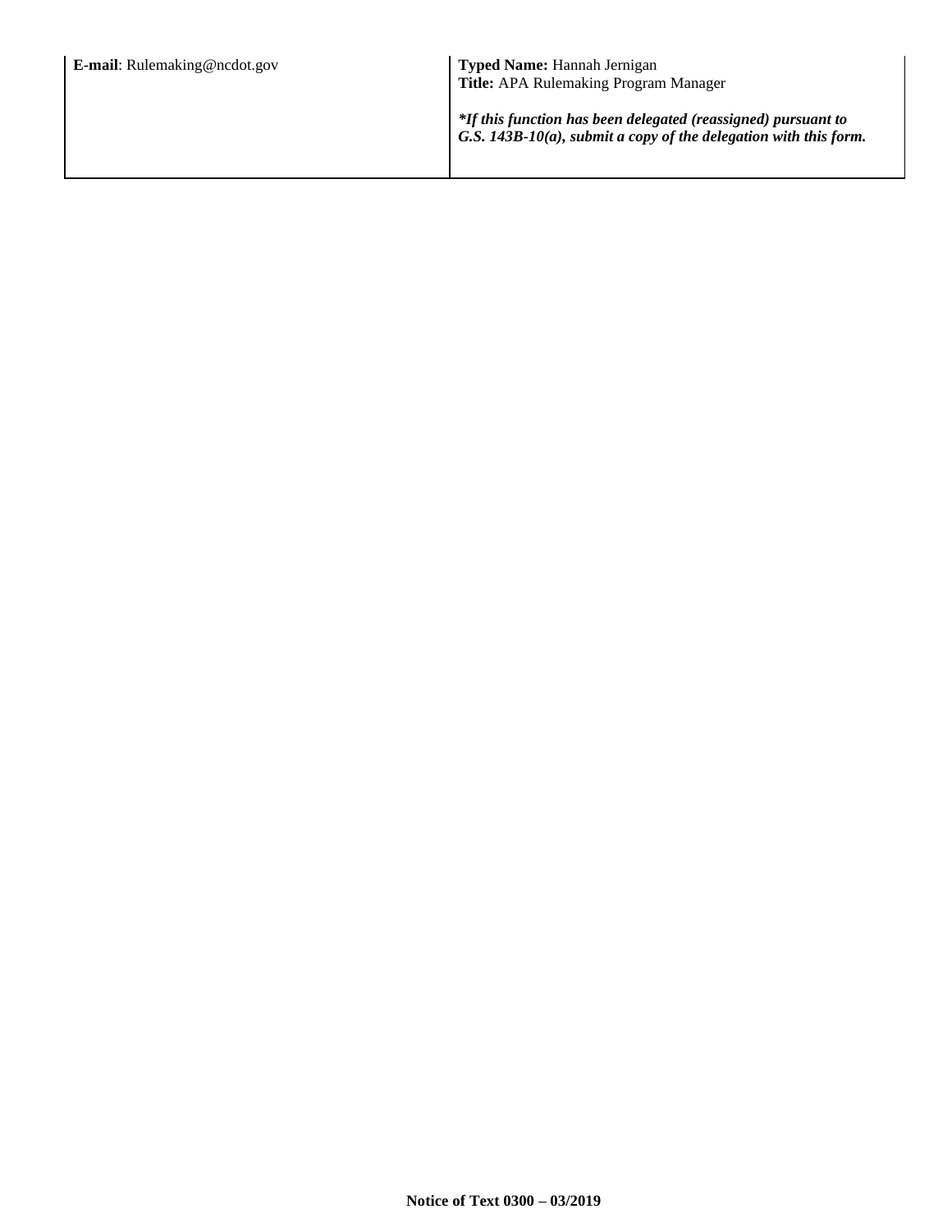| | |
|---|---|
| **E-mail**: Rulemaking@ncdot.gov | **Typed Name:** Hannah Jernigan<br>**Title:** APA Rulemaking Program Manager<br><br>***If this function has been delegated (reassigned) pursuant to G.S. 143B-10(a), submit a copy of the delegation with this form.*** |

**Notice of Text 0300 – 03/2019**